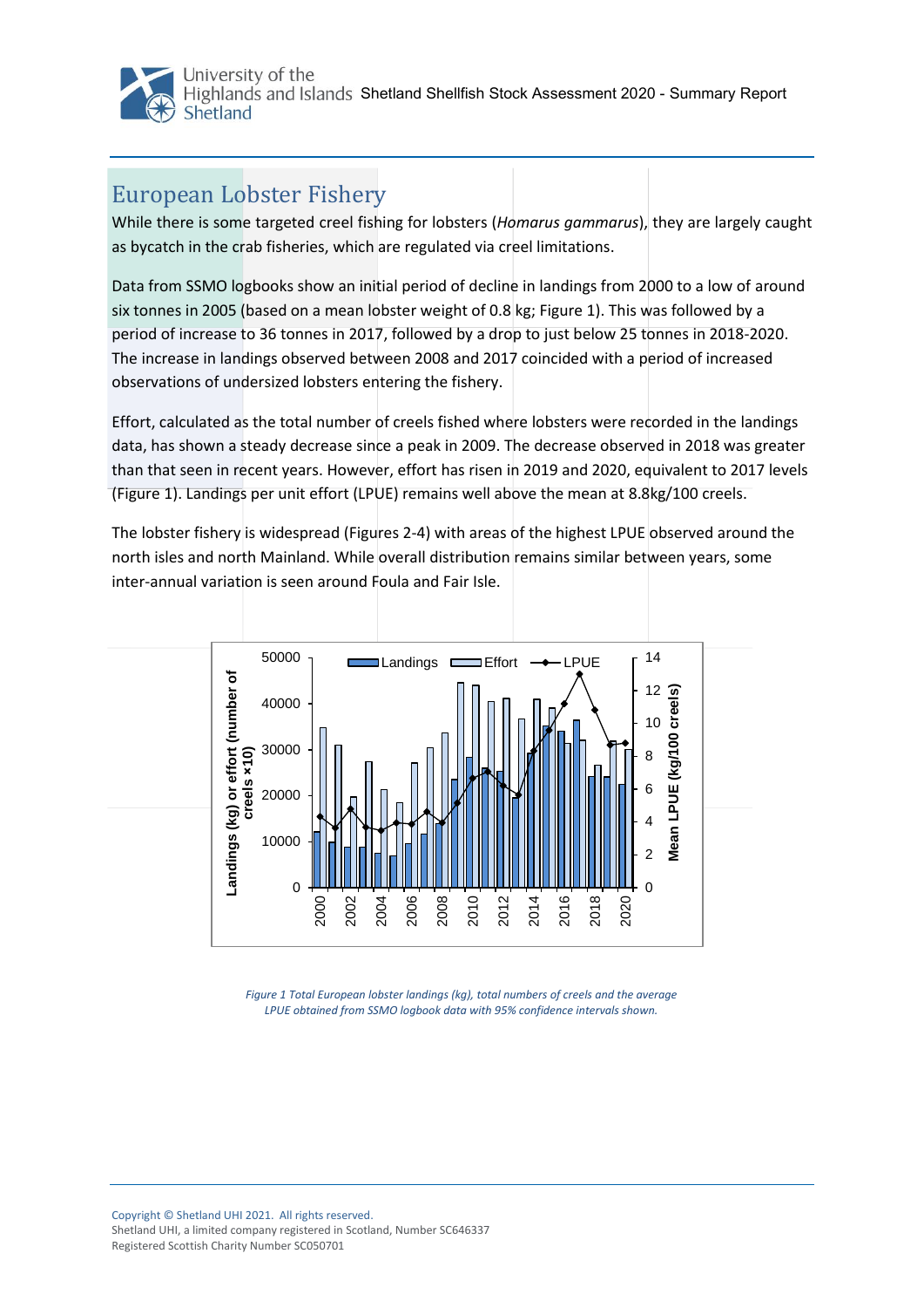# European Lobster Fishery

While there is some targeted creel fishing for lobsters (*Homarus gammarus*), they are largely caught as bycatch in the crab fisheries, which are regulated via creel limitations.

Data from SSMO logbooks show an initial period of decline in landings from 2000 to a low of around six tonnes in 2005 (based on a mean lobster weight of 0.8 kg; Figure 1). This was followed by a period of increase to 36 tonnes in 2017, followed by a drop to just below 25 tonnes in 2018-2020. The increase in landings observed between 2008 and 2017 coincided with a period of increased observations of undersized lobsters entering the fishery.

Effort, calculated as the total number of creels fished where lobsters were recorded in the landings data, has shown a steady decrease since a peak in 2009. The decrease observed in 2018 was greater than that seen in recent years. However, effort has risen in 2019 and 2020, equivalent to 2017 levels (Figure 1). Landings per unit effort (LPUE) remains well above the mean at 8.8kg/100 creels.

The lobster fishery is widespread (Figures 2-4) with areas of the highest LPUE observed around the north isles and north Mainland. While overall distribution remains similar between years, some inter-annual variation is seen around Foula and Fair Isle.

*Figure 1 Total European lobster landings (kg), total numbers of creels and the average LPUE obtained from SSMO logbook data with 95% confidence intervals shown.*

Copyright © Shetland UHI 2021. All rights reserved.
Shetland UHI, a limited company registered in Scotland, Number SC646337
Registered Scottish Charity Number SC050701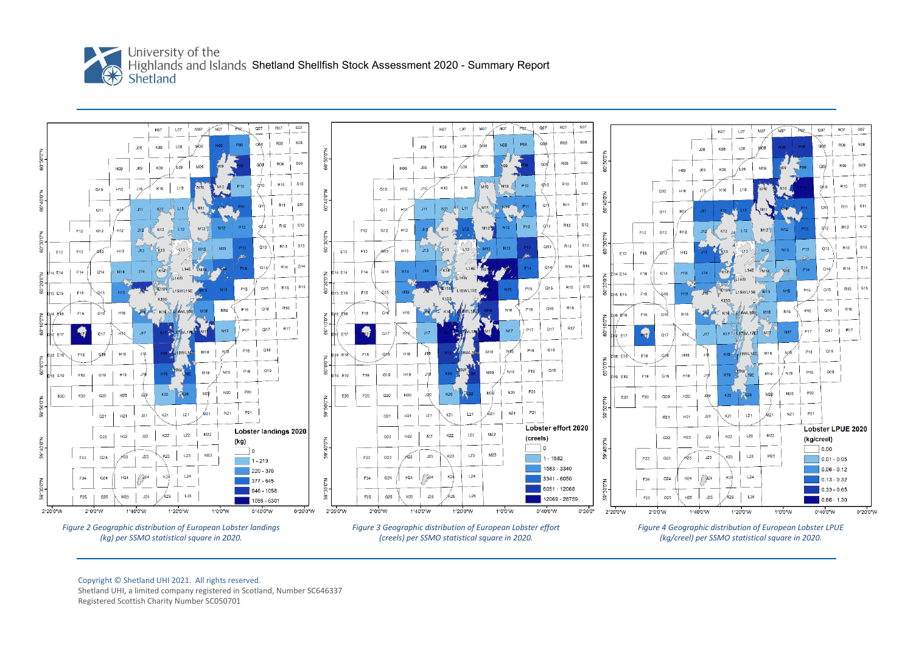Figure 2 Geographic distribution of European Lobster landings (kg) per SSMO statistical square in 2020.

Figure 3 Geographic distribution of European Lobster effort (creels) per SSMO statistical square in 2020.

Figure 4 Geographic distribution of European Lobster LPUE (kg/creel) per SSMO statistical square in 2020.

Copyright © Shetland UHI 2021. All rights reserved.
Shetland UHI, a limited company registered in Scotland, Number SC646337
Registered Scottish Charity Number SC050701